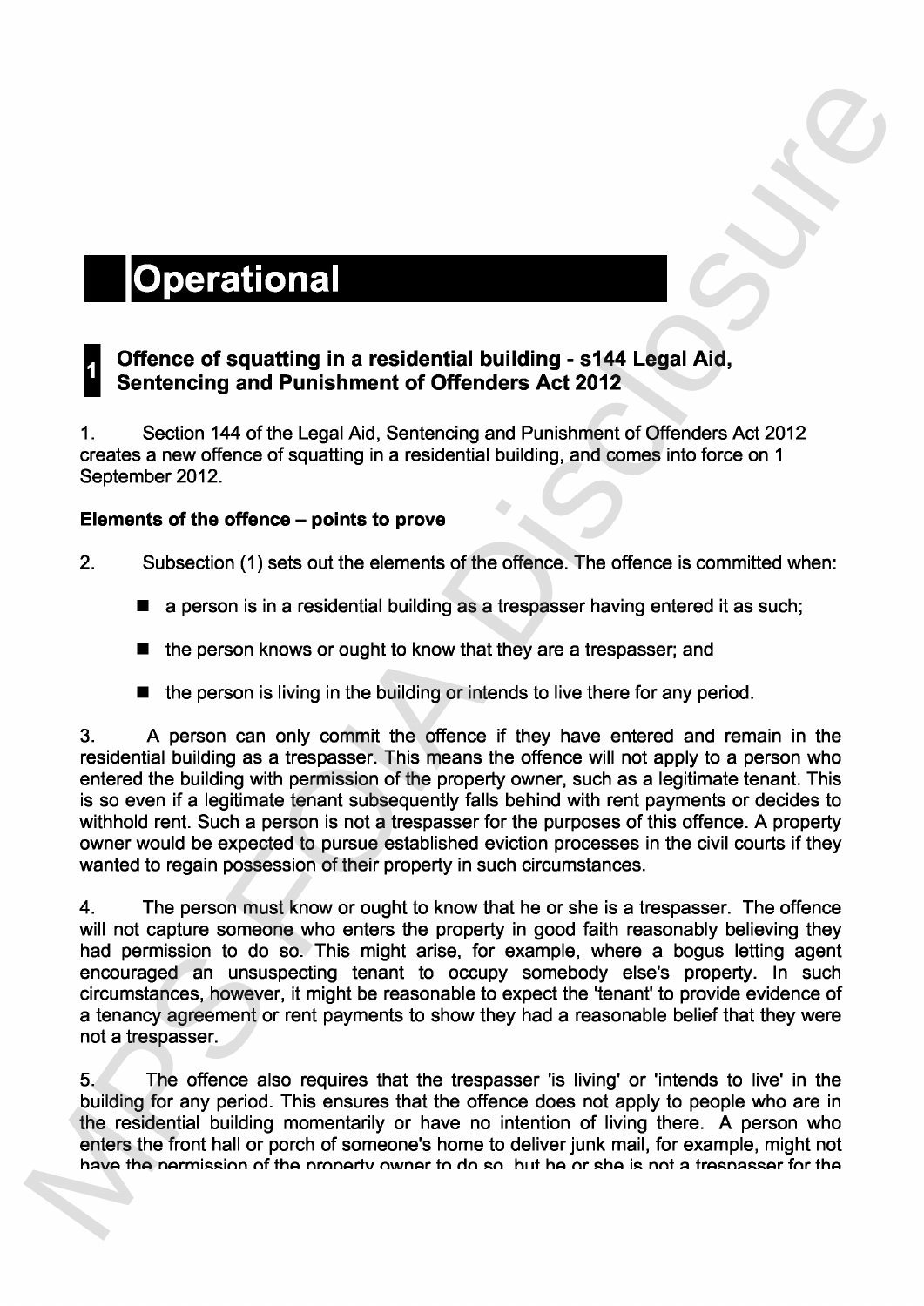# Operational

## 1 Offence of squatting in a residential building - s144 Legal Aid, Sentencing and Punishment of Offenders Act 2012

1. Section 144 of the Legal Aid, Sentencing and Punishment of Offenders Act 2012 creates a new offence of squatting in a residential building, and comes into force on 1 September 2012.

**Elements of the offence – points to prove**

2. Subsection (1) sets out the elements of the offence. The offence is committed when:

- a person is in a residential building as a trespasser having entered it as such;
- the person knows or ought to know that they are a trespasser; and
- the person is living in the building or intends to live there for any period.

3. A person can only commit the offence if they have entered and remain in the residential building as a trespasser. This means the offence will not apply to a person who entered the building with permission of the property owner, such as a legitimate tenant. This is so even if a legitimate tenant subsequently falls behind with rent payments or decides to withhold rent. Such a person is not a trespasser for the purposes of this offence. A property owner would be expected to pursue established eviction processes in the civil courts if they wanted to regain possession of their property in such circumstances.

4. The person must know or ought to know that he or she is a trespasser. The offence will not capture someone who enters the property in good faith reasonably believing they had permission to do so. This might arise, for example, where a bogus letting agent encouraged an unsuspecting tenant to occupy somebody else's property. In such circumstances, however, it might be reasonable to expect the 'tenant' to provide evidence of a tenancy agreement or rent payments to show they had a reasonable belief that they were not a trespasser.

5. The offence also requires that the trespasser 'is living' or 'intends to live' in the building for any period. This ensures that the offence does not apply to people who are in the residential building momentarily or have no intention of living there. A person who enters the front hall or porch of someone's home to deliver junk mail, for example, might not have the permission of the property owner to do so, but he or she is not a trespasser for the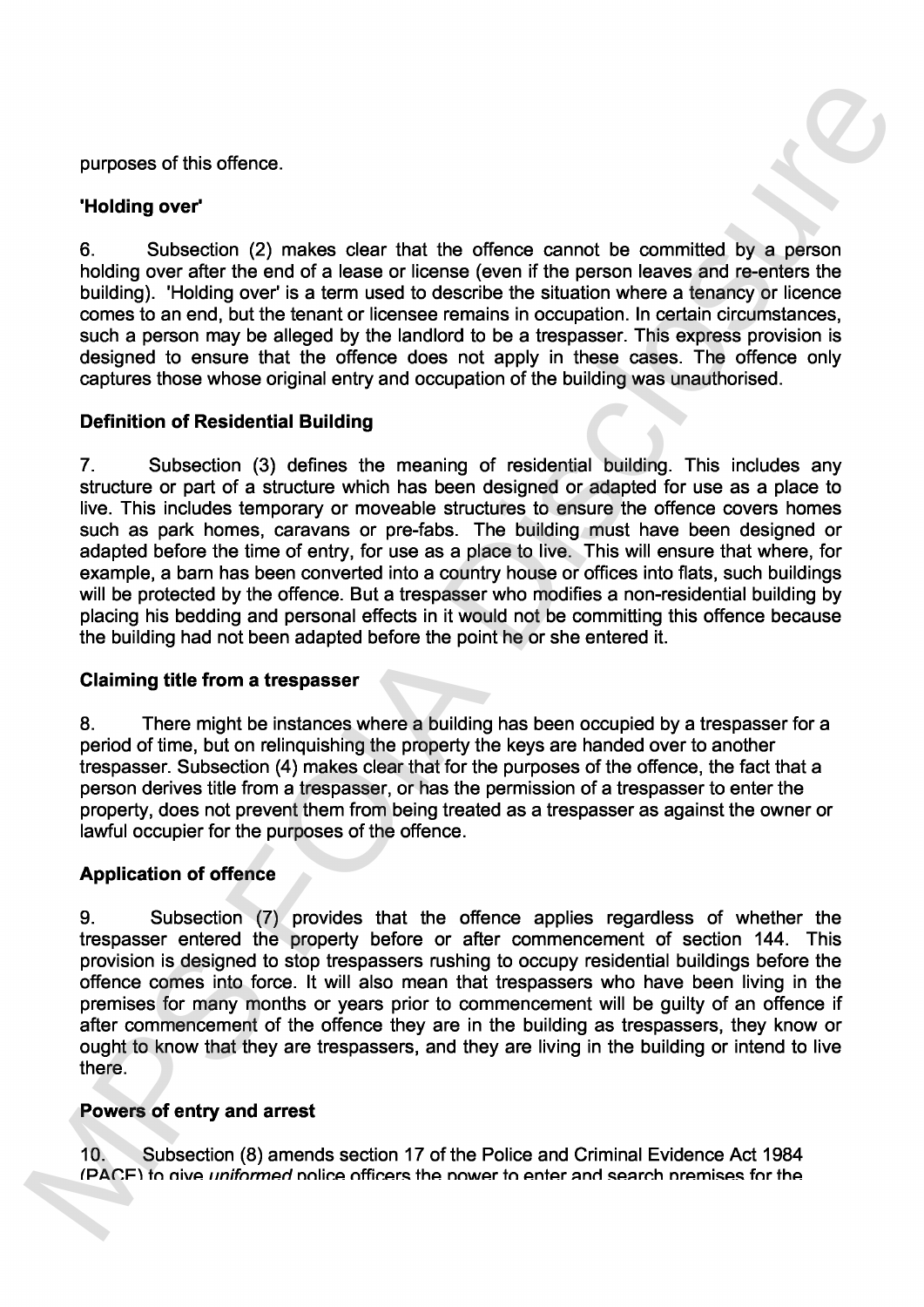purposes of this offence.

**'Holding over'**

6. Subsection (2) makes clear that the offence cannot be committed by a person holding over after the end of a lease or license (even if the person leaves and re-enters the building). 'Holding over' is a term used to describe the situation where a tenancy or licence comes to an end, but the tenant or licensee remains in occupation. In certain circumstances, such a person may be alleged by the landlord to be a trespasser. This express provision is designed to ensure that the offence does not apply in these cases. The offence only captures those whose original entry and occupation of the building was unauthorised.

**Definition of Residential Building**

7. Subsection (3) defines the meaning of residential building. This includes any structure or part of a structure which has been designed or adapted for use as a place to live. This includes temporary or moveable structures to ensure the offence covers homes such as park homes, caravans or pre-fabs. The building must have been designed or adapted before the time of entry, for use as a place to live. This will ensure that where, for example, a barn has been converted into a country house or offices into flats, such buildings will be protected by the offence. But a trespasser who modifies a non-residential building by placing his bedding and personal effects in it would not be committing this offence because the building had not been adapted before the point he or she entered it.

**Claiming title from a trespasser**

8. There might be instances where a building has been occupied by a trespasser for a period of time, but on relinquishing the property the keys are handed over to another trespasser. Subsection (4) makes clear that for the purposes of the offence, the fact that a person derives title from a trespasser, or has the permission of a trespasser to enter the property, does not prevent them from being treated as a trespasser as against the owner or lawful occupier for the purposes of the offence.

**Application of offence**

9. Subsection (7) provides that the offence applies regardless of whether the trespasser entered the property before or after commencement of section 144. This provision is designed to stop trespassers rushing to occupy residential buildings before the offence comes into force. It will also mean that trespassers who have been living in the premises for many months or years prior to commencement will be guilty of an offence if after commencement of the offence they are in the building as trespassers, they know or ought to know that they are trespassers, and they are living in the building or intend to live there.

**Powers of entry and arrest**

10. Subsection (8) amends section 17 of the Police and Criminal Evidence Act 1984 (PACE) to give *uniformed* police officers the power to enter and search premises for the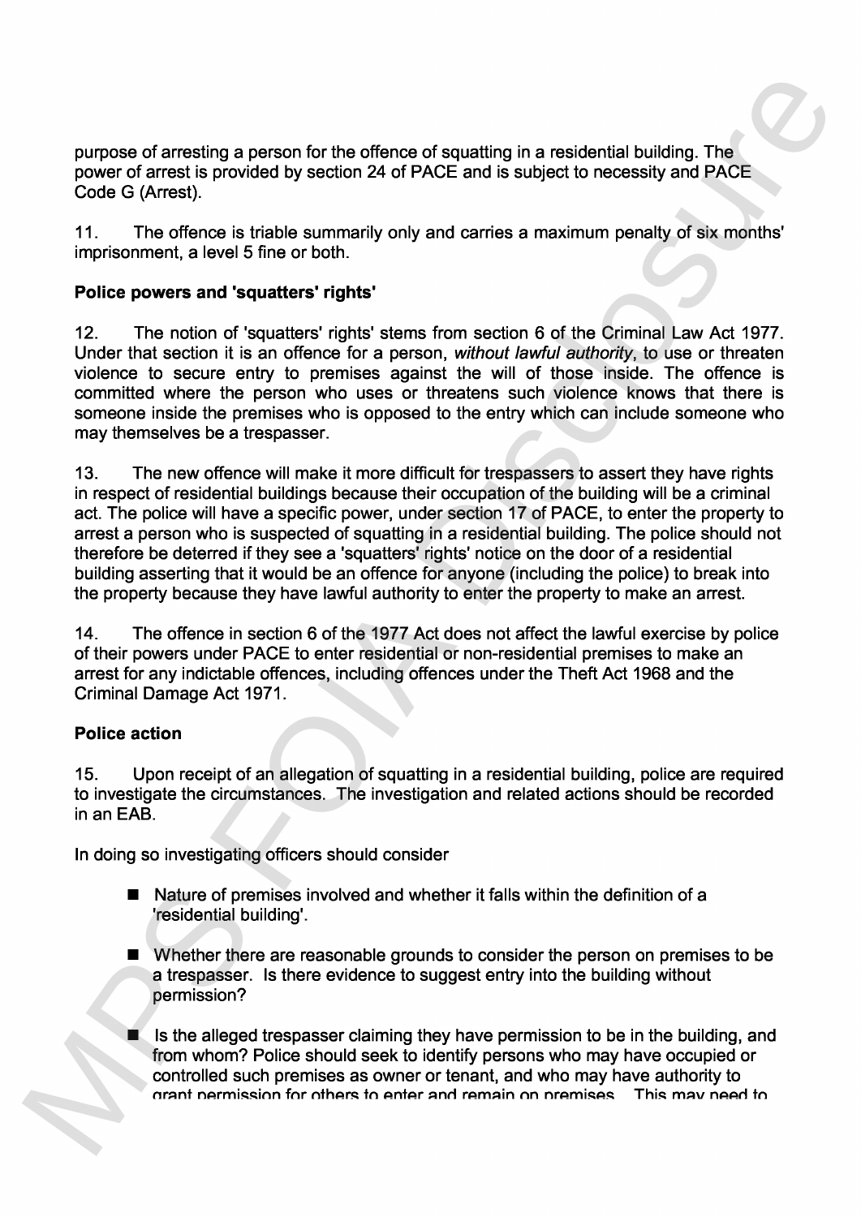purpose of arresting a person for the offence of squatting in a residential building. The power of arrest is provided by section 24 of PACE and is subject to necessity and PACE Code G (Arrest).

11. The offence is triable summarily only and carries a maximum penalty of six months' imprisonment, a level 5 fine or both.

**Police powers and 'squatters' rights'**

12. The notion of 'squatters' rights' stems from section 6 of the Criminal Law Act 1977. Under that section it is an offence for a person, *without lawful authority*, to use or threaten violence to secure entry to premises against the will of those inside. The offence is committed where the person who uses or threatens such violence knows that there is someone inside the premises who is opposed to the entry which can include someone who may themselves be a trespasser.

13. The new offence will make it more difficult for trespassers to assert they have rights in respect of residential buildings because their occupation of the building will be a criminal act. The police will have a specific power, under section 17 of PACE, to enter the property to arrest a person who is suspected of squatting in a residential building. The police should not therefore be deterred if they see a 'squatters' rights' notice on the door of a residential building asserting that it would be an offence for anyone (including the police) to break into the property because they have lawful authority to enter the property to make an arrest.

14. The offence in section 6 of the 1977 Act does not affect the lawful exercise by police of their powers under PACE to enter residential or non-residential premises to make an arrest for any indictable offences, including offences under the Theft Act 1968 and the Criminal Damage Act 1971.

**Police action**

15. Upon receipt of an allegation of squatting in a residential building, police are required to investigate the circumstances. The investigation and related actions should be recorded in an EAB.

In doing so investigating officers should consider

- Nature of premises involved and whether it falls within the definition of a 'residential building'.
- Whether there are reasonable grounds to consider the person on premises to be a trespasser. Is there evidence to suggest entry into the building without permission?
- Is the alleged trespasser claiming they have permission to be in the building, and from whom? Police should seek to identify persons who may have occupied or controlled such premises as owner or tenant, and who may have authority to grant permission for others to enter and remain on premises. This may need to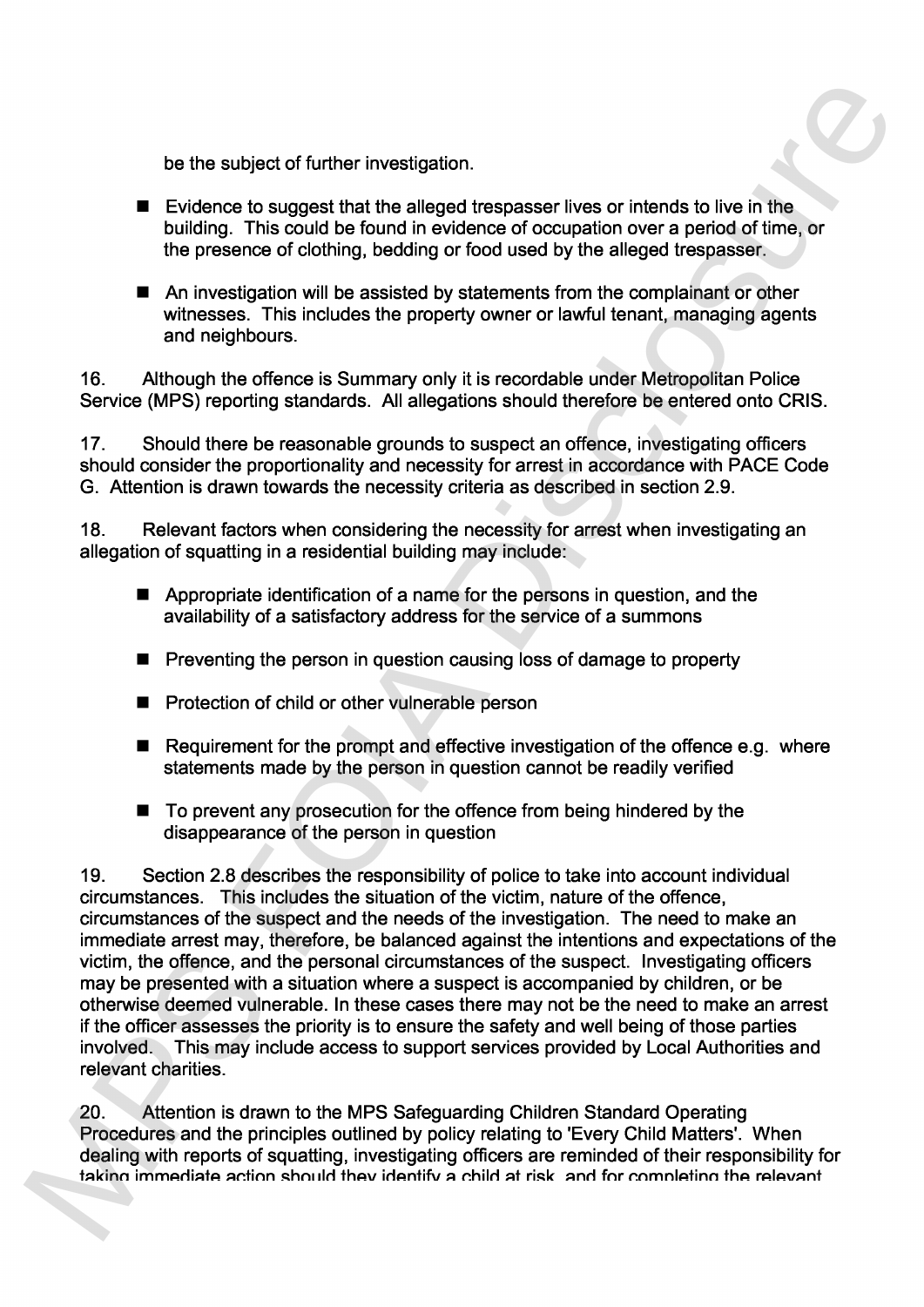be the subject of further investigation.

- Evidence to suggest that the alleged trespasser lives or intends to live in the building. This could be found in evidence of occupation over a period of time, or the presence of clothing, bedding or food used by the alleged trespasser.

- An investigation will be assisted by statements from the complainant or other witnesses. This includes the property owner or lawful tenant, managing agents and neighbours.

16. Although the offence is Summary only it is recordable under Metropolitan Police Service (MPS) reporting standards. All allegations should therefore be entered onto CRIS.

17. Should there be reasonable grounds to suspect an offence, investigating officers should consider the proportionality and necessity for arrest in accordance with PACE Code G. Attention is drawn towards the necessity criteria as described in section 2.9.

18. Relevant factors when considering the necessity for arrest when investigating an allegation of squatting in a residential building may include:

- Appropriate identification of a name for the persons in question, and the availability of a satisfactory address for the service of a summons

- Preventing the person in question causing loss of damage to property

- Protection of child or other vulnerable person

- Requirement for the prompt and effective investigation of the offence e.g. where statements made by the person in question cannot be readily verified

- To prevent any prosecution for the offence from being hindered by the disappearance of the person in question

19. Section 2.8 describes the responsibility of police to take into account individual circumstances. This includes the situation of the victim, nature of the offence, circumstances of the suspect and the needs of the investigation. The need to make an immediate arrest may, therefore, be balanced against the intentions and expectations of the victim, the offence, and the personal circumstances of the suspect. Investigating officers may be presented with a situation where a suspect is accompanied by children, or be otherwise deemed vulnerable. In these cases there may not be the need to make an arrest if the officer assesses the priority is to ensure the safety and well being of those parties involved. This may include access to support services provided by Local Authorities and relevant charities.

20. Attention is drawn to the MPS Safeguarding Children Standard Operating Procedures and the principles outlined by policy relating to 'Every Child Matters'. When dealing with reports of squatting, investigating officers are reminded of their responsibility for taking immediate action should they identify a child at risk, and for completing the relevant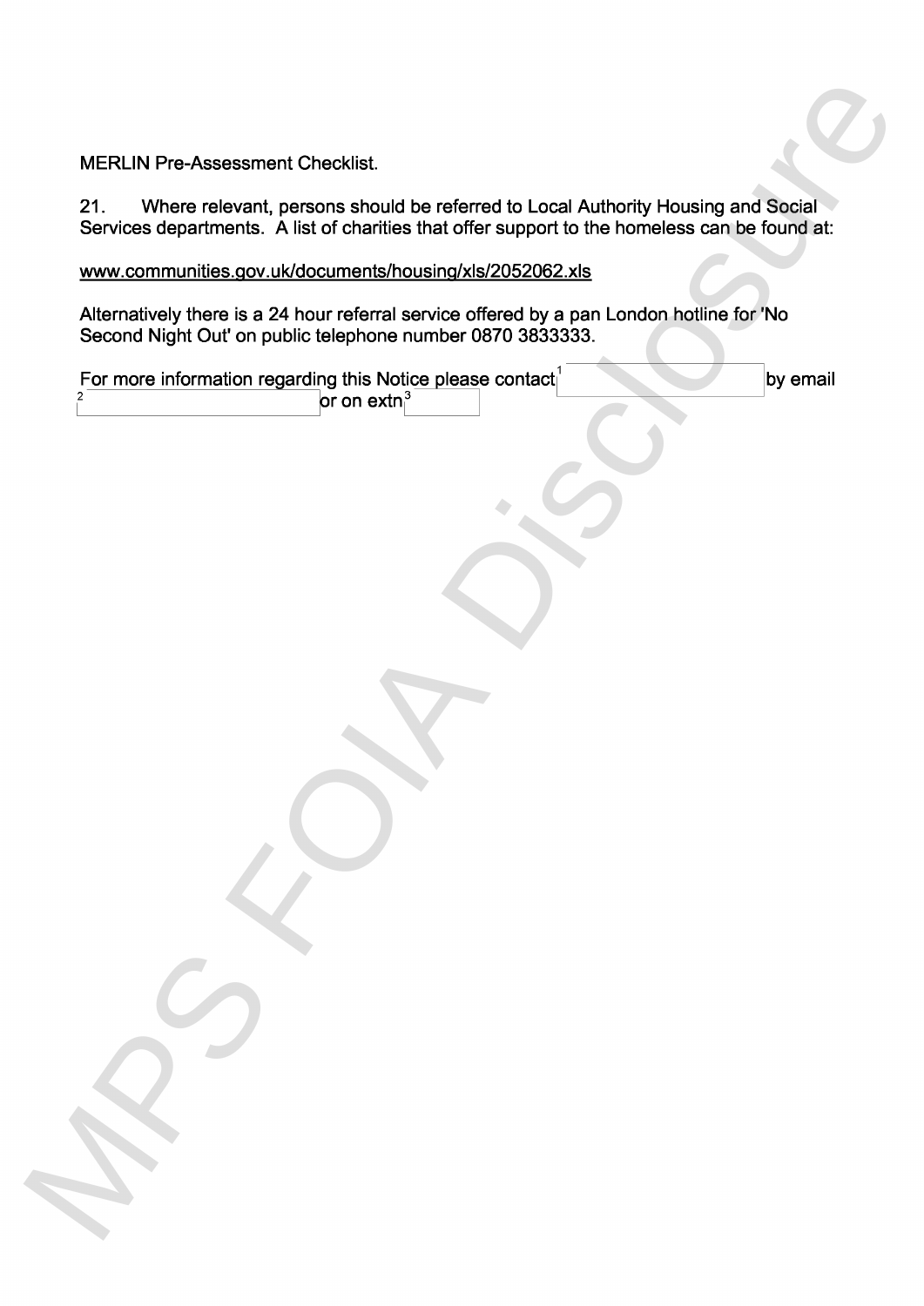MERLIN Pre-Assessment Checklist.

21. Where relevant, persons should be referred to Local Authority Housing and Social Services departments. A list of charities that offer support to the homeless can be found at:

www.communities.gov.uk/documents/housing/xls/2052062.xls

Alternatively there is a 24 hour referral service offered by a pan London hotline for 'No Second Night Out' on public telephone number 0870 3833333.

For more information regarding this Notice please contact[1] by email [2] or on extn[3]